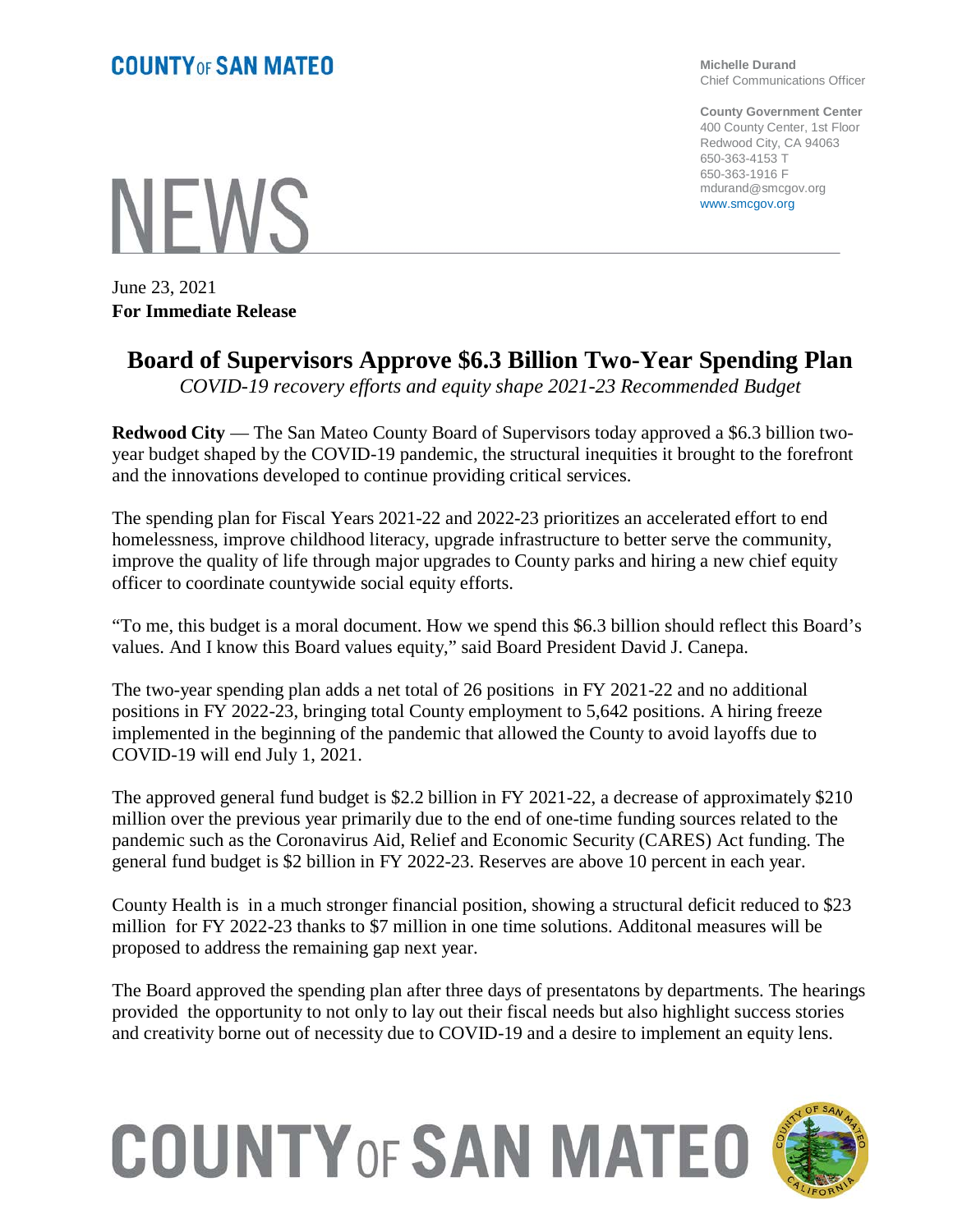**COUNTY OF SAN MATEO**

**Michelle Durand**
Chief Communications Officer

**County Government Center**
400 County Center, 1st Floor
Redwood City, CA 94063
650-363-4153 T
650-363-1916 F
mdurand@smcgov.org
www.smcgov.org

# NEWS

June 23, 2021
**For Immediate Release**

## Board of Supervisors Approve $6.3 Billion Two-Year Spending Plan

*COVID-19 recovery efforts and equity shape 2021-23 Recommended Budget*

**Redwood City** — The San Mateo County Board of Supervisors today approved a $6.3 billion two-year budget shaped by the COVID-19 pandemic, the structural inequities it brought to the forefront and the innovations developed to continue providing critical services.

The spending plan for Fiscal Years 2021-22 and 2022-23 prioritizes an accelerated effort to end homelessness, improve childhood literacy, upgrade infrastructure to better serve the community, improve the quality of life through major upgrades to County parks and hiring a new chief equity officer to coordinate countywide social equity efforts.

"To me, this budget is a moral document. How we spend this $6.3 billion should reflect this Board's values. And I know this Board values equity," said Board President David J. Canepa.

The two-year spending plan adds a net total of 26 positions in FY 2021-22 and no additional positions in FY 2022-23, bringing total County employment to 5,642 positions. A hiring freeze implemented in the beginning of the pandemic that allowed the County to avoid layoffs due to COVID-19 will end July 1, 2021.

The approved general fund budget is $2.2 billion in FY 2021-22, a decrease of approximately $210 million over the previous year primarily due to the end of one-time funding sources related to the pandemic such as the Coronavirus Aid, Relief and Economic Security (CARES) Act funding. The general fund budget is $2 billion in FY 2022-23. Reserves are above 10 percent in each year.

County Health is in a much stronger financial position, showing a structural deficit reduced to $23 million for FY 2022-23 thanks to $7 million in one time solutions. Additonal measures will be proposed to address the remaining gap next year.

The Board approved the spending plan after three days of presentatons by departments. The hearings provided the opportunity to not only to lay out their fiscal needs but also highlight success stories and creativity borne out of necessity due to COVID-19 and a desire to implement an equity lens.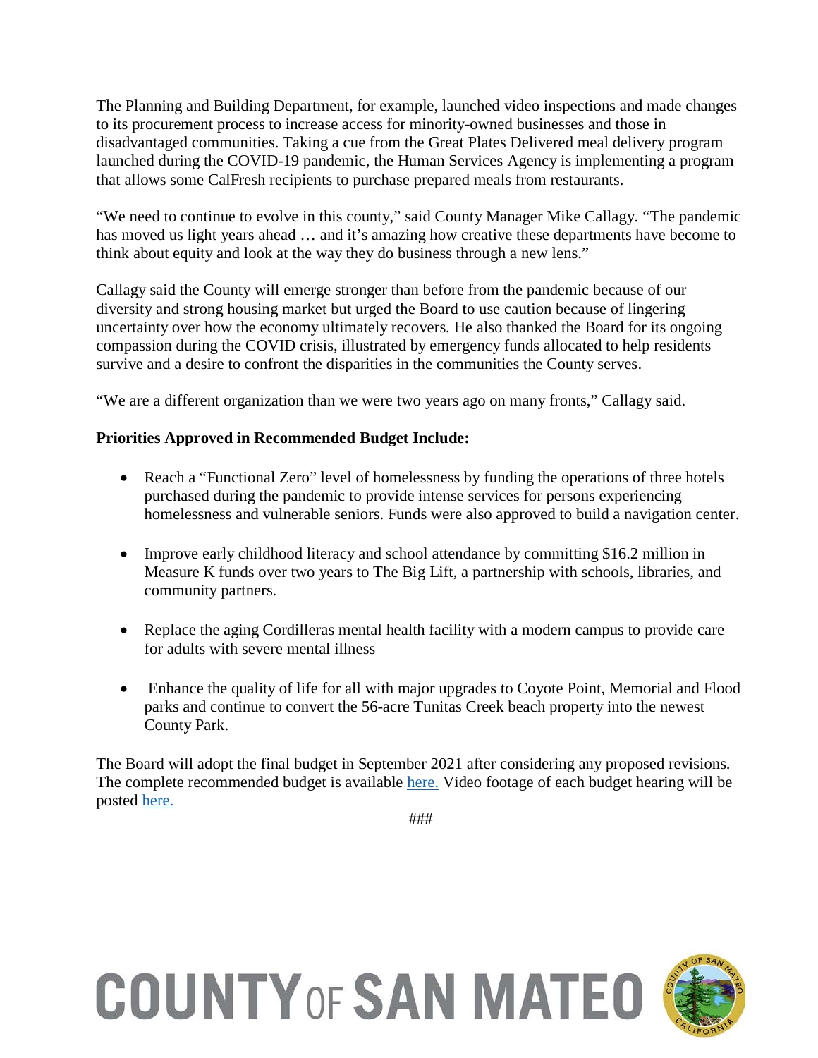The Planning and Building Department, for example, launched video inspections and made changes to its procurement process to increase access for minority-owned businesses and those in disadvantaged communities. Taking a cue from the Great Plates Delivered meal delivery program launched during the COVID-19 pandemic, the Human Services Agency is implementing a program that allows some CalFresh recipients to purchase prepared meals from restaurants.

"We need to continue to evolve in this county," said County Manager Mike Callagy. "The pandemic has moved us light years ahead … and it's amazing how creative these departments have become to think about equity and look at the way they do business through a new lens."

Callagy said the County will emerge stronger than before from the pandemic because of our diversity and strong housing market but urged the Board to use caution because of lingering uncertainty over how the economy ultimately recovers. He also thanked the Board for its ongoing compassion during the COVID crisis, illustrated by emergency funds allocated to help residents survive and a desire to confront the disparities in the communities the County serves.

"We are a different organization than we were two years ago on many fronts," Callagy said.

**Priorities Approved in Recommended Budget Include:**

- Reach a "Functional Zero" level of homelessness by funding the operations of three hotels purchased during the pandemic to provide intense services for persons experiencing homelessness and vulnerable seniors. Funds were also approved to build a navigation center.
- Improve early childhood literacy and school attendance by committing $16.2 million in Measure K funds over two years to The Big Lift, a partnership with schools, libraries, and community partners.
- Replace the aging Cordilleras mental health facility with a modern campus to provide care for adults with severe mental illness
- Enhance the quality of life for all with major upgrades to Coyote Point, Memorial and Flood parks and continue to convert the 56-acre Tunitas Creek beach property into the newest County Park.

The Board will adopt the final budget in September 2021 after considering any proposed revisions. The complete recommended budget is available here. Video footage of each budget hearing will be posted here.

###